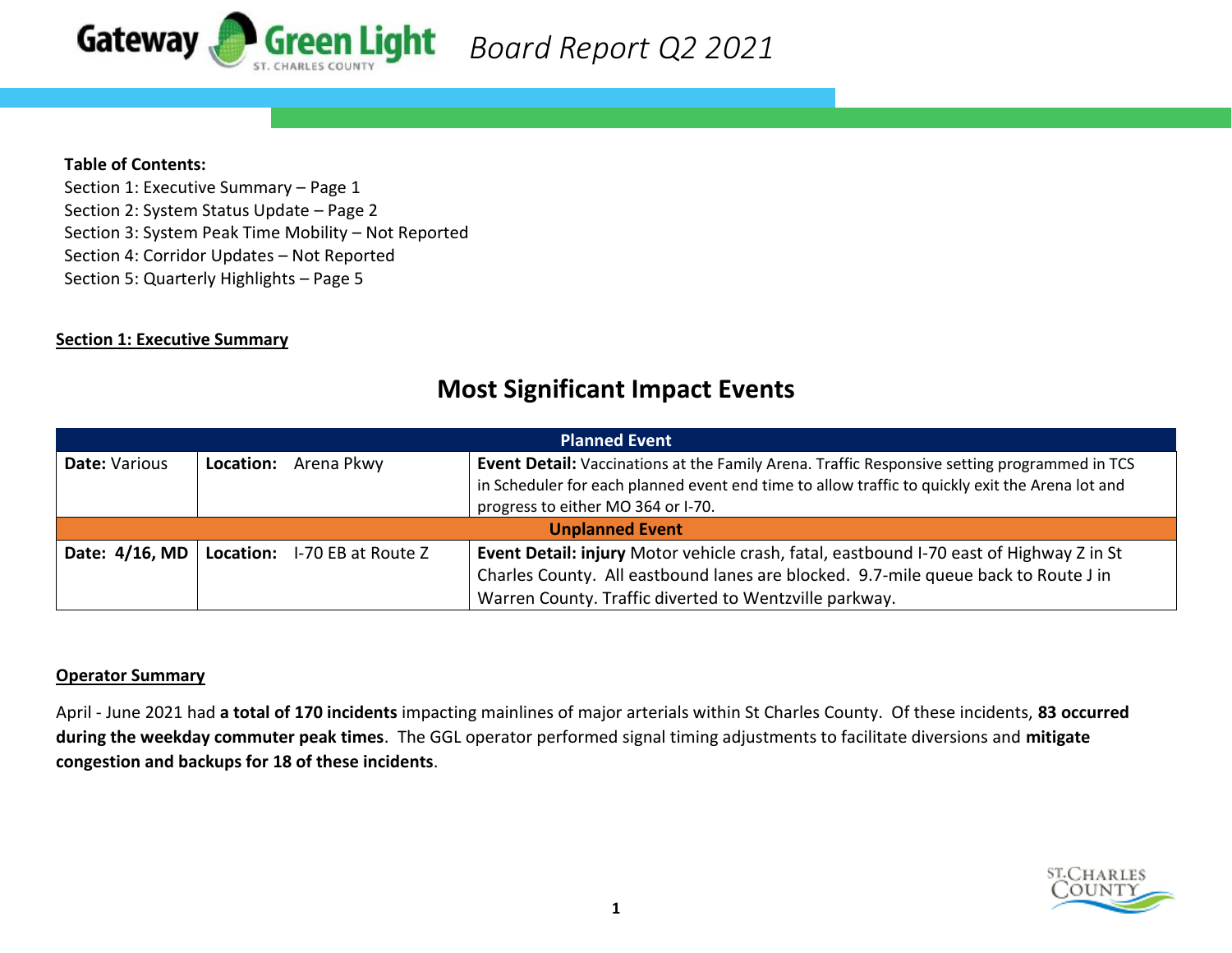# Gateway Green Light *Board Report Q2 2021*

ST. CHARLES COUNTY

**Table of Contents:**

Section 1: Executive Summary – Page 1
Section 2: System Status Update – Page 2
Section 3: System Peak Time Mobility – Not Reported
Section 4: Corridor Updates – Not Reported
Section 5: Quarterly Highlights – Page 5

## Section 1: Executive Summary

### Most Significant Impact Events

| Planned Event | | |
|---|---|---|
| **Date:** Various | **Location:** Arena Pkwy | **Event Detail:** Vaccinations at the Family Arena. Traffic Responsive setting programmed in TCS in Scheduler for each planned event end time to allow traffic to quickly exit the Arena lot and progress to either MO 364 or I-70. |
| **Unplanned Event** | | |
| **Date: 4/16, MD** | **Location:** I-70 EB at Route Z | **Event Detail: injury** Motor vehicle crash, fatal, eastbound I-70 east of Highway Z in St Charles County. All eastbound lanes are blocked. 9.7-mile queue back to Route J in Warren County. Traffic diverted to Wentzville parkway. |

### Operator Summary

April - June 2021 had **a total of 170 incidents** impacting mainlines of major arterials within St Charles County. Of these incidents, **83 occurred during the weekday commuter peak times**. The GGL operator performed signal timing adjustments to facilitate diversions and **mitigate congestion and backups for 18 of these incidents**.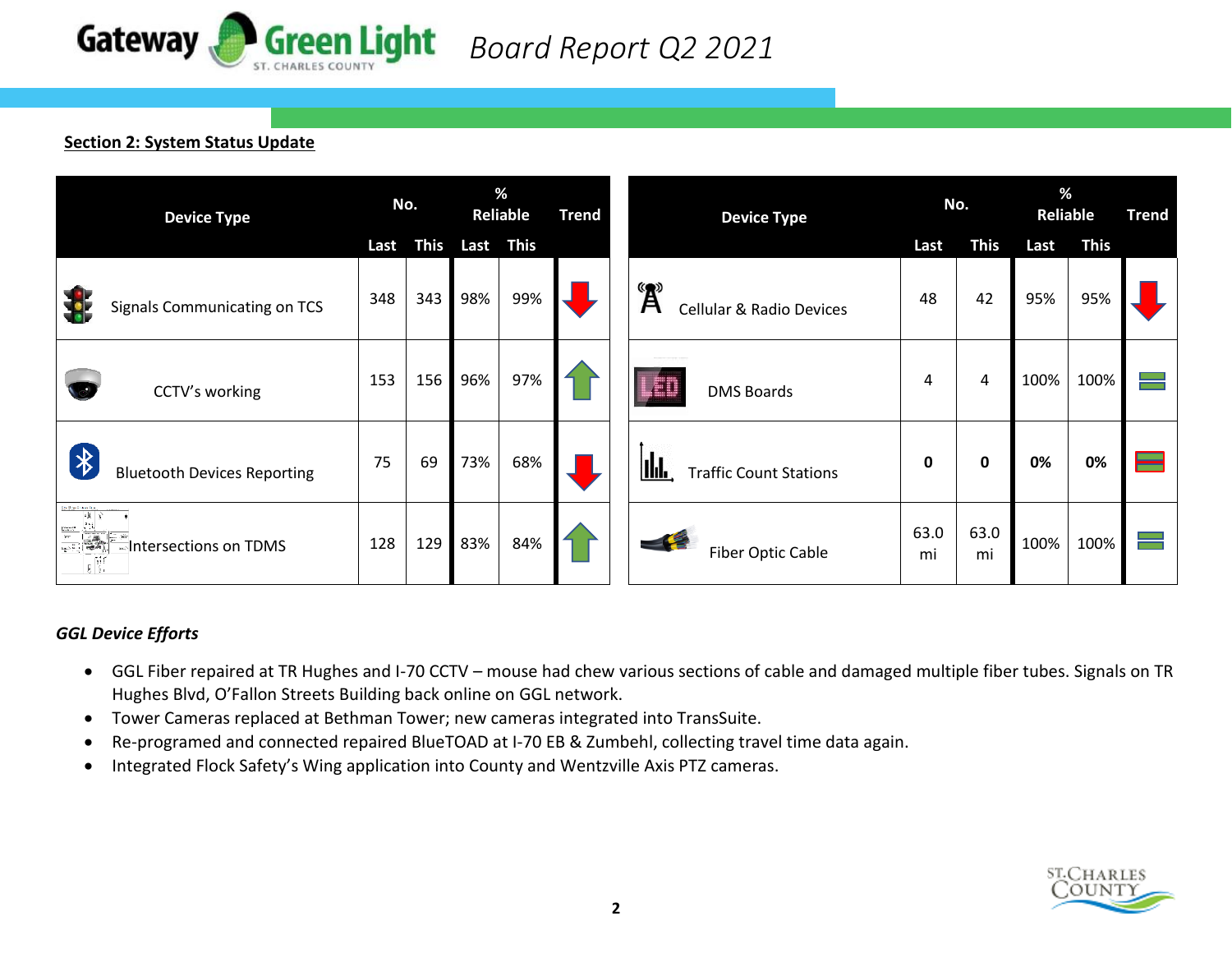# Gateway Green Light — Board Report Q2 2021

## Section 2: System Status Update

| Device Type | No. | | % Reliable | | Trend |
|---|---|---|---|---|---|
| | Last | This | Last | This | |
| Signals Communicating on TCS | 348 | 343 | 98% | 99% | ↓ |
| CCTV's working | 153 | 156 | 96% | 97% | ↑ |
| Bluetooth Devices Reporting | 75 | 69 | 73% | 68% | ↓ |
| Intersections on TDMS | 128 | 129 | 83% | 84% | ↑ |

| Device Type | No. | | % Reliable | | Trend |
|---|---|---|---|---|---|
| | Last | This | Last | This | |
| Cellular & Radio Devices | 48 | 42 | 95% | 95% | ↓ |
| DMS Boards | 4 | 4 | 100% | 100% | = |
| Traffic Count Stations | **0** | **0** | **0%** | **0%** | = |
| Fiber Optic Cable | 63.0 mi | 63.0 mi | 100% | 100% | = |

### *GGL Device Efforts*

- GGL Fiber repaired at TR Hughes and I-70 CCTV – mouse had chew various sections of cable and damaged multiple fiber tubes. Signals on TR Hughes Blvd, O'Fallon Streets Building back online on GGL network.
- Tower Cameras replaced at Bethman Tower; new cameras integrated into TransSuite.
- Re-programed and connected repaired BlueTOAD at I-70 EB & Zumbehl, collecting travel time data again.
- Integrated Flock Safety's Wing application into County and Wentzville Axis PTZ cameras.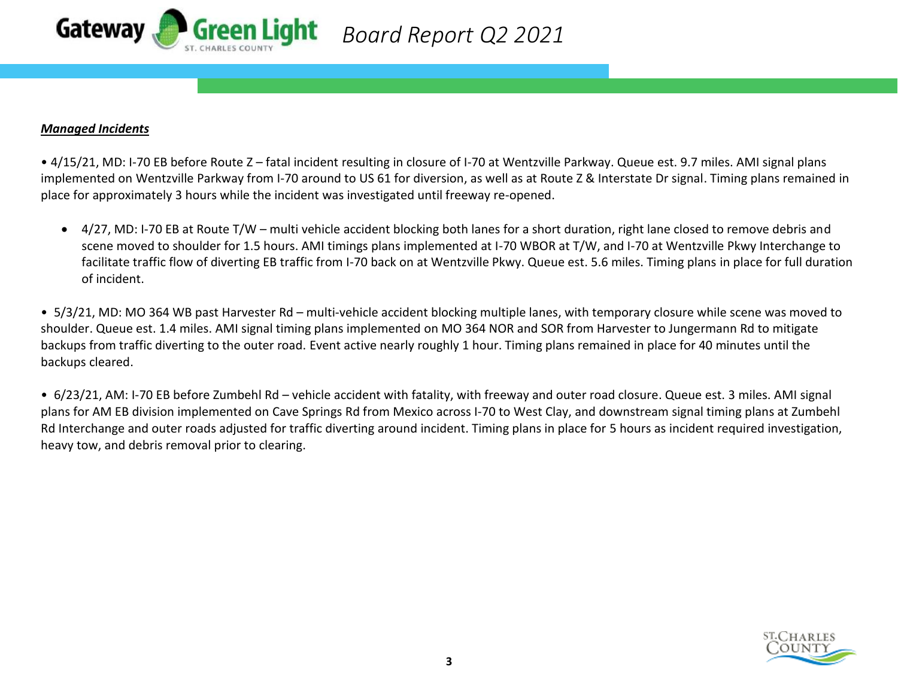***Managed Incidents***

- 4/15/21, MD: I-70 EB before Route Z – fatal incident resulting in closure of I-70 at Wentzville Parkway. Queue est. 9.7 miles. AMI signal plans implemented on Wentzville Parkway from I-70 around to US 61 for diversion, as well as at Route Z & Interstate Dr signal. Timing plans remained in place for approximately 3 hours while the incident was investigated until freeway re-opened.

  - 4/27, MD: I-70 EB at Route T/W – multi vehicle accident blocking both lanes for a short duration, right lane closed to remove debris and scene moved to shoulder for 1.5 hours. AMI timings plans implemented at I-70 WBOR at T/W, and I-70 at Wentzville Pkwy Interchange to facilitate traffic flow of diverting EB traffic from I-70 back on at Wentzville Pkwy. Queue est. 5.6 miles. Timing plans in place for full duration of incident.

- 5/3/21, MD: MO 364 WB past Harvester Rd – multi-vehicle accident blocking multiple lanes, with temporary closure while scene was moved to shoulder. Queue est. 1.4 miles. AMI signal timing plans implemented on MO 364 NOR and SOR from Harvester to Jungermann Rd to mitigate backups from traffic diverting to the outer road. Event active nearly roughly 1 hour. Timing plans remained in place for 40 minutes until the backups cleared.

- 6/23/21, AM: I-70 EB before Zumbehl Rd – vehicle accident with fatality, with freeway and outer road closure. Queue est. 3 miles. AMI signal plans for AM EB division implemented on Cave Springs Rd from Mexico across I-70 to West Clay, and downstream signal timing plans at Zumbehl Rd Interchange and outer roads adjusted for traffic diverting around incident. Timing plans in place for 5 hours as incident required investigation, heavy tow, and debris removal prior to clearing.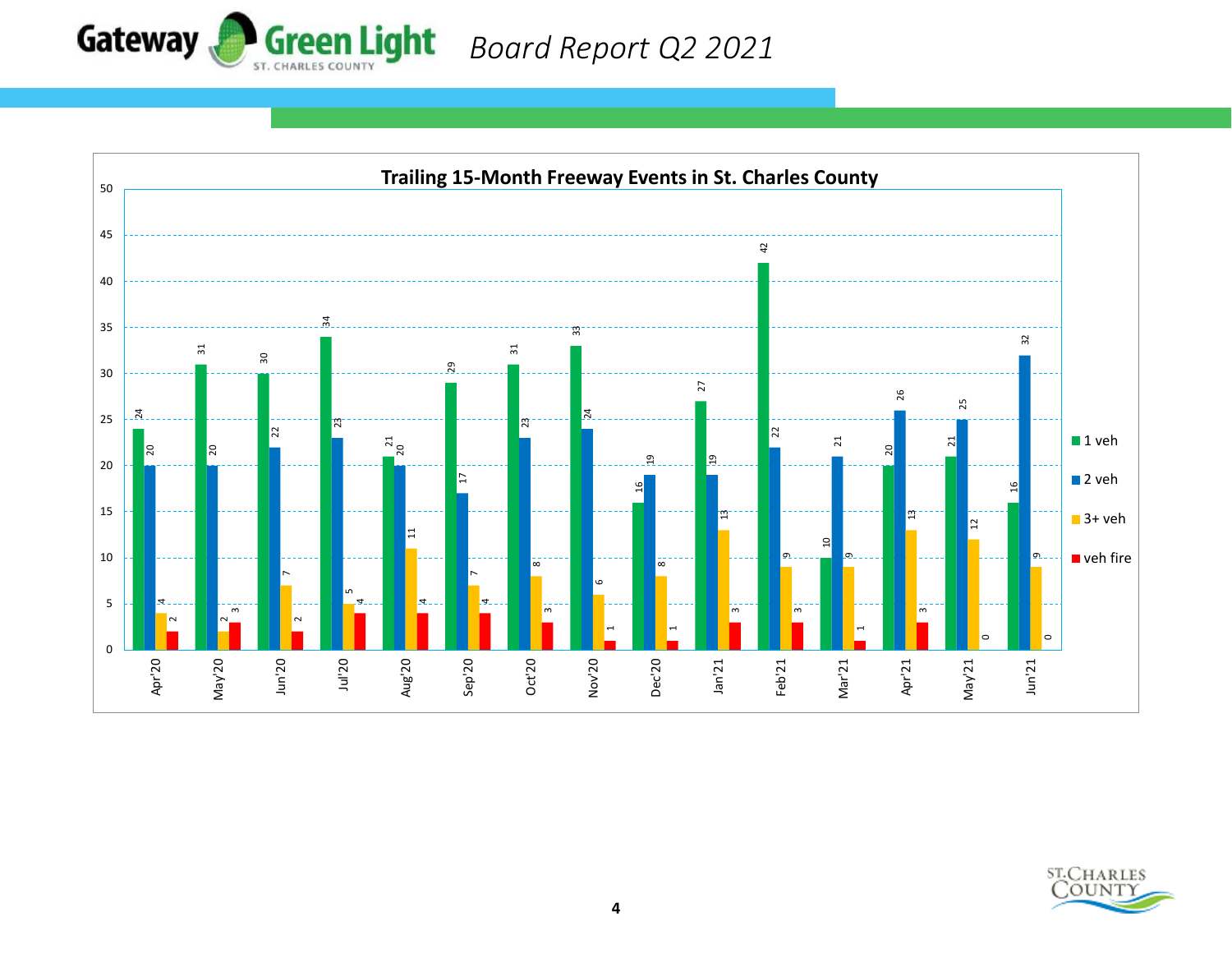Board Report Q2 2021

## Trailing 15-Month Freeway Events in St. Charles County

| Month | 1 veh | 2 veh | 3+ veh | veh fire |
|---|---|---|---|---|
| Apr'20 | 24 | 20 | 4 | 2 |
| May'20 | 31 | 20 | 2 | 3 |
| Jun'20 | 30 | 22 | 7 | 2 |
| Jul'20 | 34 | 23 | 5 | 4 |
| Aug'20 | 21 | 20 | 11 | 4 |
| Sep'20 | 29 | 17 | 7 | 4 |
| Oct'20 | 31 | 23 | 8 | 3 |
| Nov'20 | 33 | 24 | 6 | 1 |
| Dec'20 | 16 | 19 | 8 | 1 |
| Jan'21 | 27 | 19 | 13 | 3 |
| Feb'21 | 42 | 22 | 9 | 3 |
| Mar'21 | 10 | 21 | 9 | 1 |
| Apr'21 | 20 | 26 | 13 | 3 |
| May'21 | 21 | 25 | 12 | 0 |
| Jun'21 | 16 | 32 | 9 | 0 |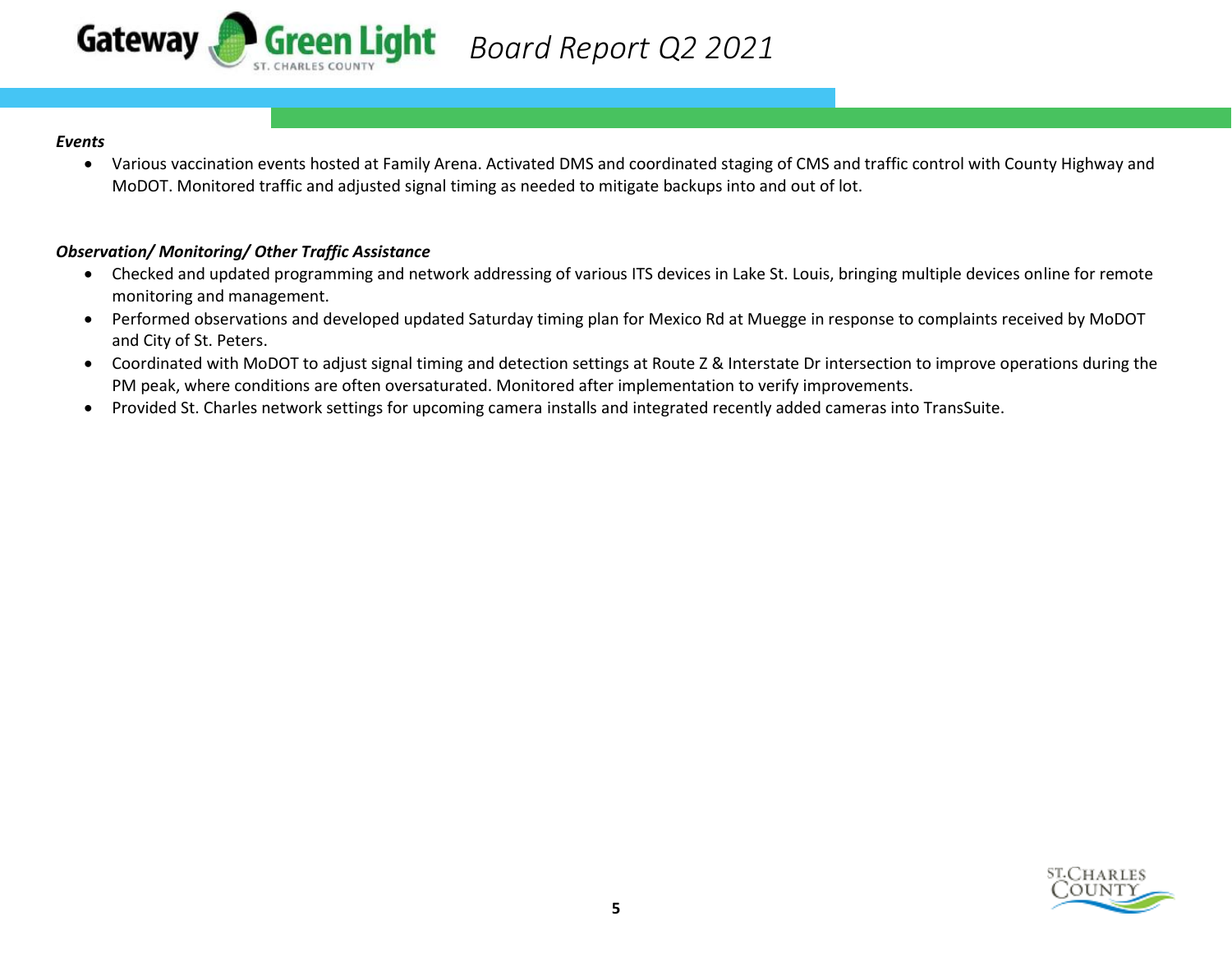***Events***

- Various vaccination events hosted at Family Arena. Activated DMS and coordinated staging of CMS and traffic control with County Highway and MoDOT. Monitored traffic and adjusted signal timing as needed to mitigate backups into and out of lot.

***Observation/ Monitoring/ Other Traffic Assistance***

- Checked and updated programming and network addressing of various ITS devices in Lake St. Louis, bringing multiple devices online for remote monitoring and management.
- Performed observations and developed updated Saturday timing plan for Mexico Rd at Muegge in response to complaints received by MoDOT and City of St. Peters.
- Coordinated with MoDOT to adjust signal timing and detection settings at Route Z & Interstate Dr intersection to improve operations during the PM peak, where conditions are often oversaturated. Monitored after implementation to verify improvements.
- Provided St. Charles network settings for upcoming camera installs and integrated recently added cameras into TransSuite.